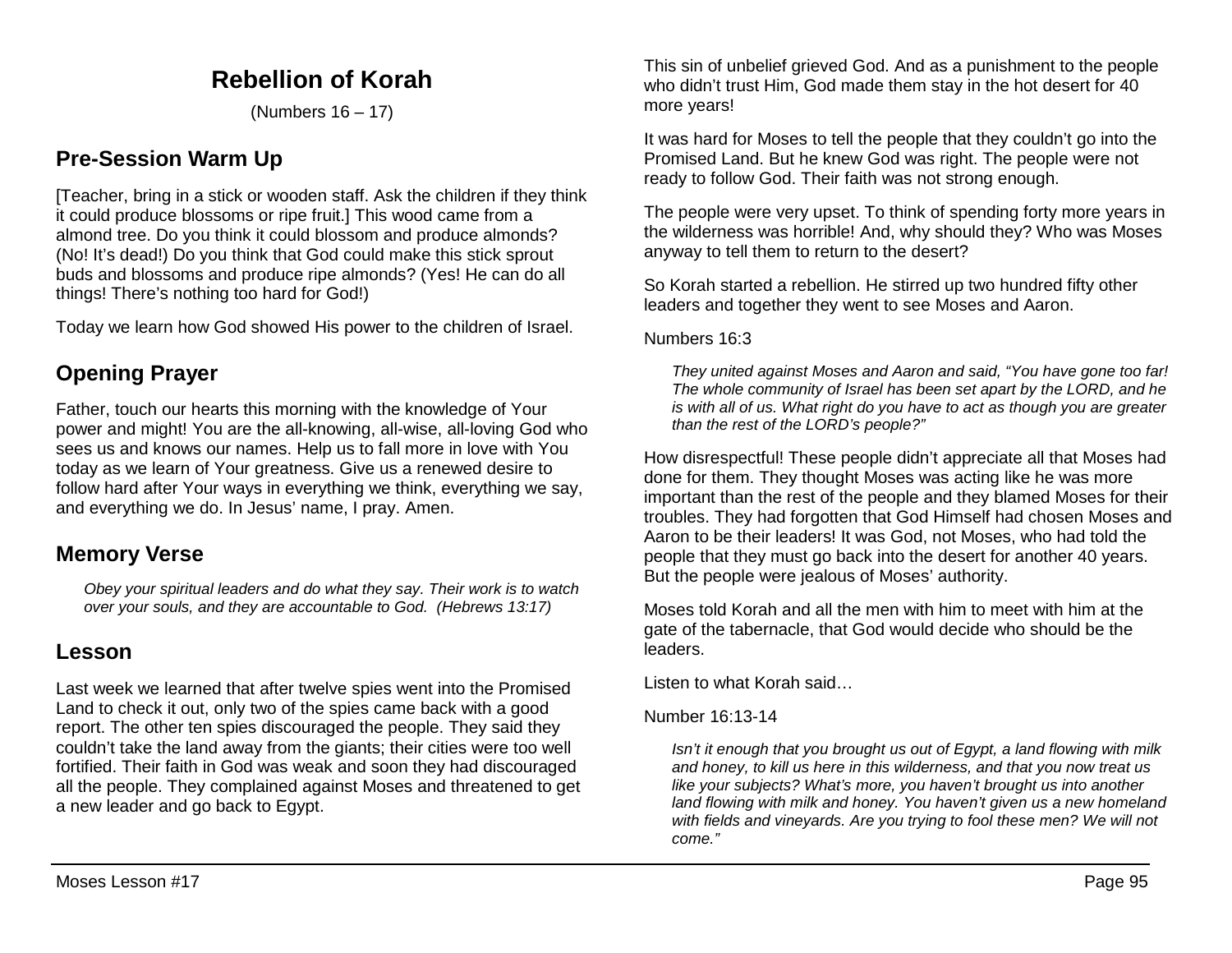# Rebellion of Korah

(Numbers 16 – 17)

## Pre-Session Warm Up

[Teacher, bring in a stick or wooden staff. Ask the children if they think it could produce blossoms or ripe fruit.] This wood came from a almond tree. Do you think it could blossom and produce almonds? (No! It's dead!) Do you think that God could make this stick sprout buds and blossoms and produce ripe almonds? (Yes! He can do all things! There's nothing too hard for God!)

Today we learn how God showed His power to the children of Israel.

## Opening Prayer

Father, touch our hearts this morning with the knowledge of Your power and might! You are the all-knowing, all-wise, all-loving God who sees us and knows our names. Help us to fall more in love with You today as we learn of Your greatness. Give us a renewed desire to follow hard after Your ways in everything we think, everything we say, and everything we do. In Jesus' name, I pray. Amen.

## Memory Verse

> *Obey your spiritual leaders and do what they say. Their work is to watch over your souls, and they are accountable to God. (Hebrews 13:17)*

## Lesson

Last week we learned that after twelve spies went into the Promised Land to check it out, only two of the spies came back with a good report. The other ten spies discouraged the people. They said they couldn't take the land away from the giants; their cities were too well fortified. Their faith in God was weak and soon they had discouraged all the people. They complained against Moses and threatened to get a new leader and go back to Egypt.

This sin of unbelief grieved God. And as a punishment to the people who didn't trust Him, God made them stay in the hot desert for 40 more years!

It was hard for Moses to tell the people that they couldn't go into the Promised Land. But he knew God was right. The people were not ready to follow God. Their faith was not strong enough.

The people were very upset. To think of spending forty more years in the wilderness was horrible! And, why should they? Who was Moses anyway to tell them to return to the desert?

So Korah started a rebellion. He stirred up two hundred fifty other leaders and together they went to see Moses and Aaron.

Numbers 16:3

> *They united against Moses and Aaron and said, "You have gone too far! The whole community of Israel has been set apart by the LORD, and he is with all of us. What right do you have to act as though you are greater than the rest of the LORD's people?"*

How disrespectful! These people didn't appreciate all that Moses had done for them. They thought Moses was acting like he was more important than the rest of the people and they blamed Moses for their troubles. They had forgotten that God Himself had chosen Moses and Aaron to be their leaders! It was God, not Moses, who had told the people that they must go back into the desert for another 40 years. But the people were jealous of Moses' authority.

Moses told Korah and all the men with him to meet with him at the gate of the tabernacle, that God would decide who should be the leaders.

Listen to what Korah said…

Number 16:13-14

> *Isn't it enough that you brought us out of Egypt, a land flowing with milk and honey, to kill us here in this wilderness, and that you now treat us like your subjects? What's more, you haven't brought us into another land flowing with milk and honey. You haven't given us a new homeland with fields and vineyards. Are you trying to fool these men? We will not come."*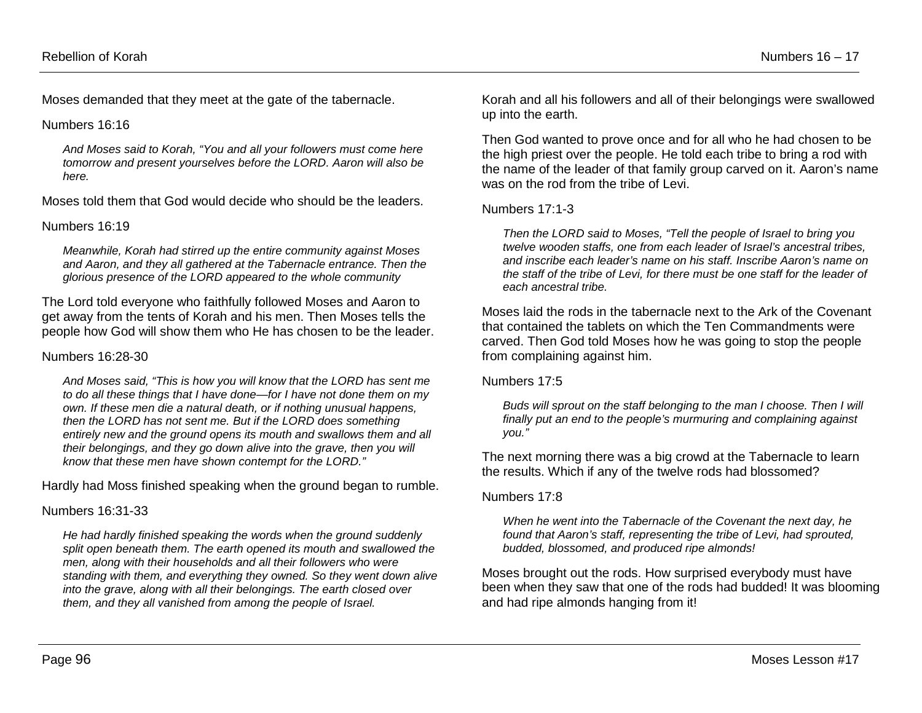Moses demanded that they meet at the gate of the tabernacle.

Numbers 16:16

> *And Moses said to Korah, "You and all your followers must come here tomorrow and present yourselves before the LORD. Aaron will also be here.*

Moses told them that God would decide who should be the leaders.

Numbers 16:19

> *Meanwhile, Korah had stirred up the entire community against Moses and Aaron, and they all gathered at the Tabernacle entrance. Then the glorious presence of the LORD appeared to the whole community*

The Lord told everyone who faithfully followed Moses and Aaron to get away from the tents of Korah and his men. Then Moses tells the people how God will show them who He has chosen to be the leader.

Numbers 16:28-30

> *And Moses said, "This is how you will know that the LORD has sent me to do all these things that I have done—for I have not done them on my own. If these men die a natural death, or if nothing unusual happens, then the LORD has not sent me. But if the LORD does something entirely new and the ground opens its mouth and swallows them and all their belongings, and they go down alive into the grave, then you will know that these men have shown contempt for the LORD."*

Hardly had Moss finished speaking when the ground began to rumble.

Numbers 16:31-33

> *He had hardly finished speaking the words when the ground suddenly split open beneath them. The earth opened its mouth and swallowed the men, along with their households and all their followers who were standing with them, and everything they owned. So they went down alive into the grave, along with all their belongings. The earth closed over them, and they all vanished from among the people of Israel.*

Korah and all his followers and all of their belongings were swallowed up into the earth.

Then God wanted to prove once and for all who he had chosen to be the high priest over the people. He told each tribe to bring a rod with the name of the leader of that family group carved on it. Aaron's name was on the rod from the tribe of Levi.

Numbers 17:1-3

> *Then the LORD said to Moses, "Tell the people of Israel to bring you twelve wooden staffs, one from each leader of Israel's ancestral tribes, and inscribe each leader's name on his staff. Inscribe Aaron's name on the staff of the tribe of Levi, for there must be one staff for the leader of each ancestral tribe.*

Moses laid the rods in the tabernacle next to the Ark of the Covenant that contained the tablets on which the Ten Commandments were carved. Then God told Moses how he was going to stop the people from complaining against him.

Numbers 17:5

> *Buds will sprout on the staff belonging to the man I choose. Then I will finally put an end to the people's murmuring and complaining against you."*

The next morning there was a big crowd at the Tabernacle to learn the results. Which if any of the twelve rods had blossomed?

Numbers 17:8

> *When he went into the Tabernacle of the Covenant the next day, he found that Aaron's staff, representing the tribe of Levi, had sprouted, budded, blossomed, and produced ripe almonds!*

Moses brought out the rods. How surprised everybody must have been when they saw that one of the rods had budded! It was blooming and had ripe almonds hanging from it!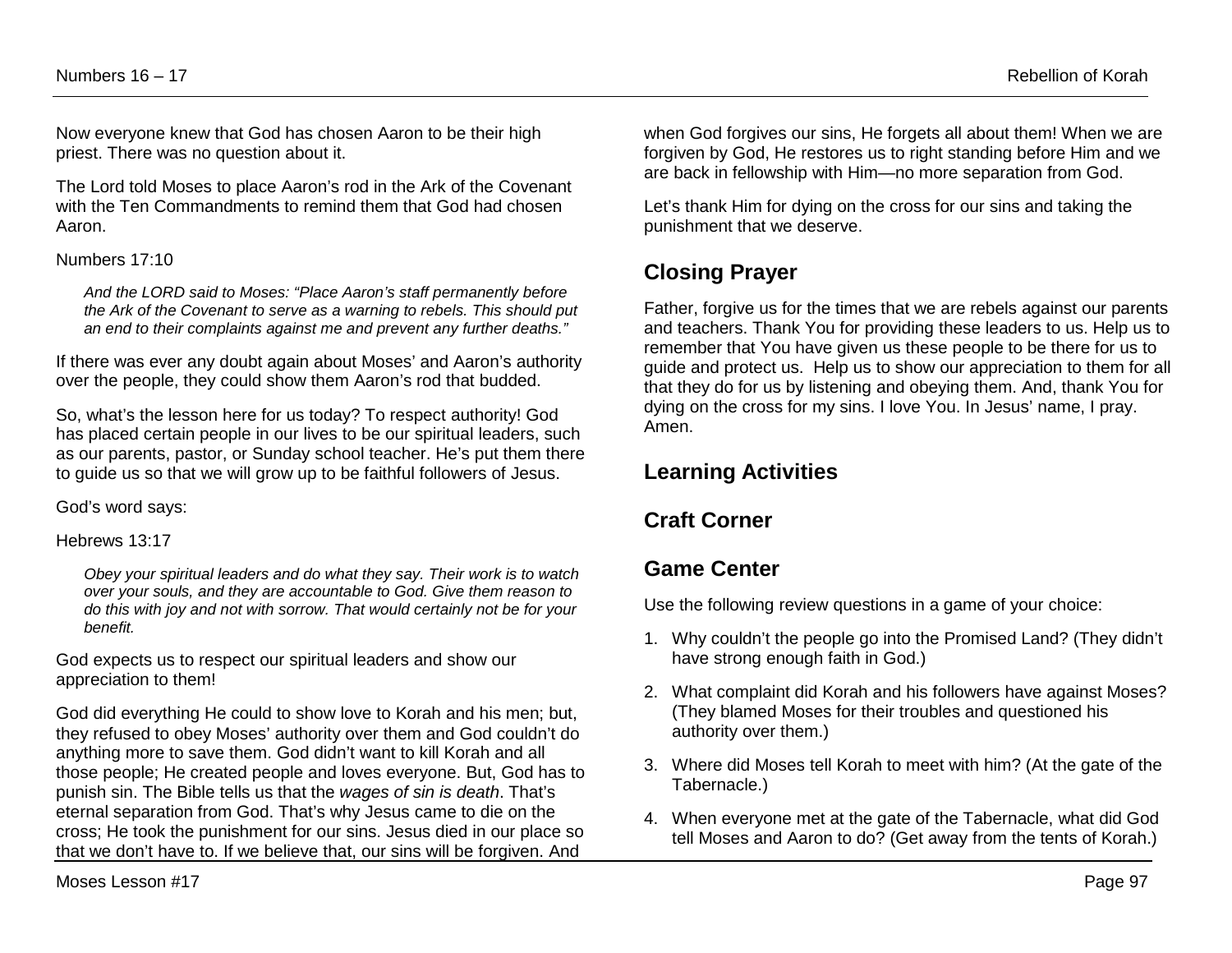Now everyone knew that God has chosen Aaron to be their high priest. There was no question about it.

The Lord told Moses to place Aaron's rod in the Ark of the Covenant with the Ten Commandments to remind them that God had chosen Aaron.

Numbers 17:10

> *And the LORD said to Moses: "Place Aaron's staff permanently before the Ark of the Covenant to serve as a warning to rebels. This should put an end to their complaints against me and prevent any further deaths."*

If there was ever any doubt again about Moses' and Aaron's authority over the people, they could show them Aaron's rod that budded.

So, what's the lesson here for us today? To respect authority! God has placed certain people in our lives to be our spiritual leaders, such as our parents, pastor, or Sunday school teacher. He's put them there to guide us so that we will grow up to be faithful followers of Jesus.

God's word says:

Hebrews 13:17

> *Obey your spiritual leaders and do what they say. Their work is to watch over your souls, and they are accountable to God. Give them reason to do this with joy and not with sorrow. That would certainly not be for your benefit.*

God expects us to respect our spiritual leaders and show our appreciation to them!

God did everything He could to show love to Korah and his men; but, they refused to obey Moses' authority over them and God couldn't do anything more to save them. God didn't want to kill Korah and all those people; He created people and loves everyone. But, God has to punish sin. The Bible tells us that the *wages of sin is death*. That's eternal separation from God. That's why Jesus came to die on the cross; He took the punishment for our sins. Jesus died in our place so that we don't have to. If we believe that, our sins will be forgiven. And when God forgives our sins, He forgets all about them! When we are forgiven by God, He restores us to right standing before Him and we are back in fellowship with Him—no more separation from God.

Let's thank Him for dying on the cross for our sins and taking the punishment that we deserve.

## Closing Prayer

Father, forgive us for the times that we are rebels against our parents and teachers. Thank You for providing these leaders to us. Help us to remember that You have given us these people to be there for us to guide and protect us. Help us to show our appreciation to them for all that they do for us by listening and obeying them. And, thank You for dying on the cross for my sins. I love You. In Jesus' name, I pray. Amen.

## Learning Activities

## Craft Corner

## Game Center

Use the following review questions in a game of your choice:

1. Why couldn't the people go into the Promised Land? (They didn't have strong enough faith in God.)
2. What complaint did Korah and his followers have against Moses? (They blamed Moses for their troubles and questioned his authority over them.)
3. Where did Moses tell Korah to meet with him? (At the gate of the Tabernacle.)
4. When everyone met at the gate of the Tabernacle, what did God tell Moses and Aaron to do? (Get away from the tents of Korah.)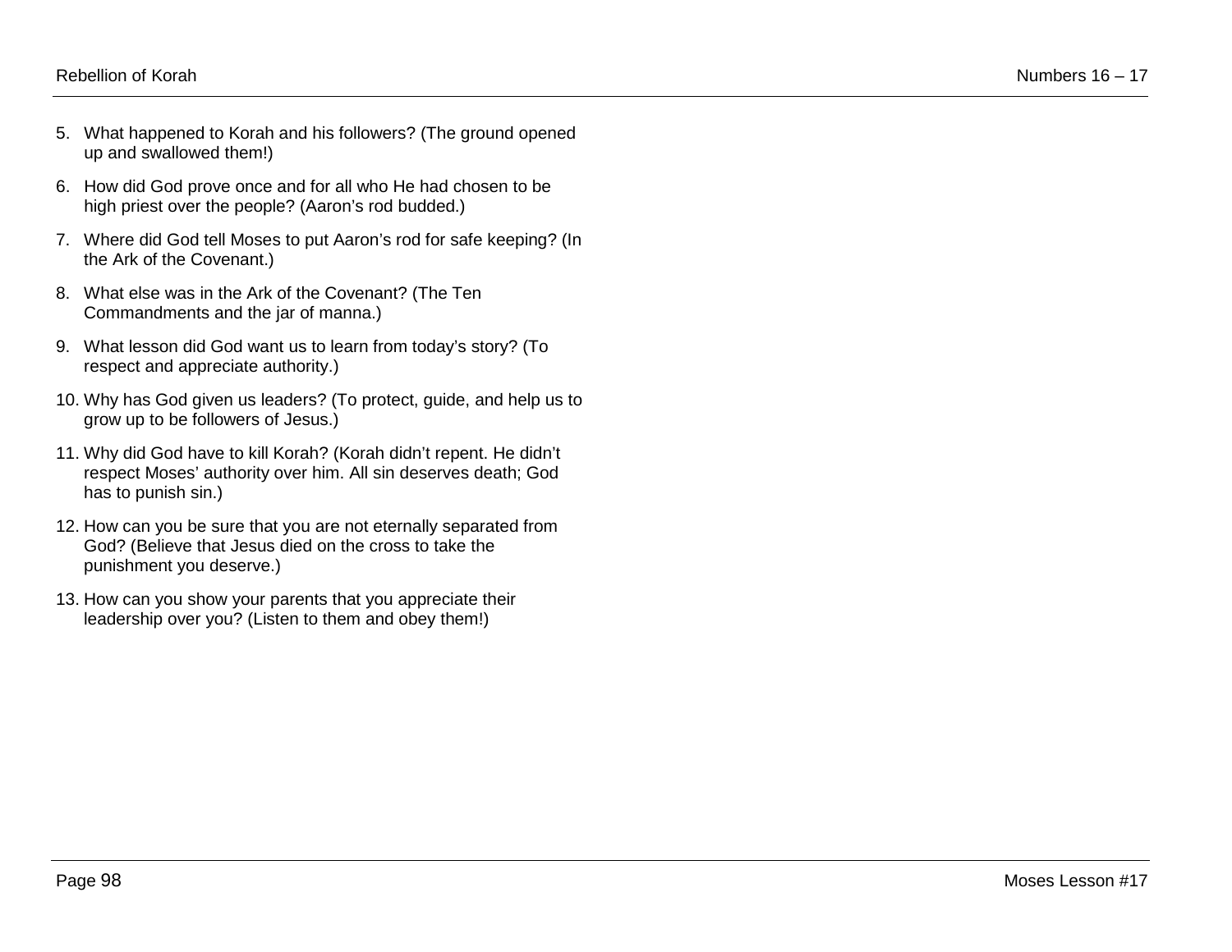5. What happened to Korah and his followers? (The ground opened up and swallowed them!)
6. How did God prove once and for all who He had chosen to be high priest over the people? (Aaron's rod budded.)
7. Where did God tell Moses to put Aaron's rod for safe keeping? (In the Ark of the Covenant.)
8. What else was in the Ark of the Covenant? (The Ten Commandments and the jar of manna.)
9. What lesson did God want us to learn from today's story? (To respect and appreciate authority.)
10. Why has God given us leaders? (To protect, guide, and help us to grow up to be followers of Jesus.)
11. Why did God have to kill Korah? (Korah didn't repent. He didn't respect Moses' authority over him. All sin deserves death; God has to punish sin.)
12. How can you be sure that you are not eternally separated from God? (Believe that Jesus died on the cross to take the punishment you deserve.)
13. How can you show your parents that you appreciate their leadership over you? (Listen to them and obey them!)